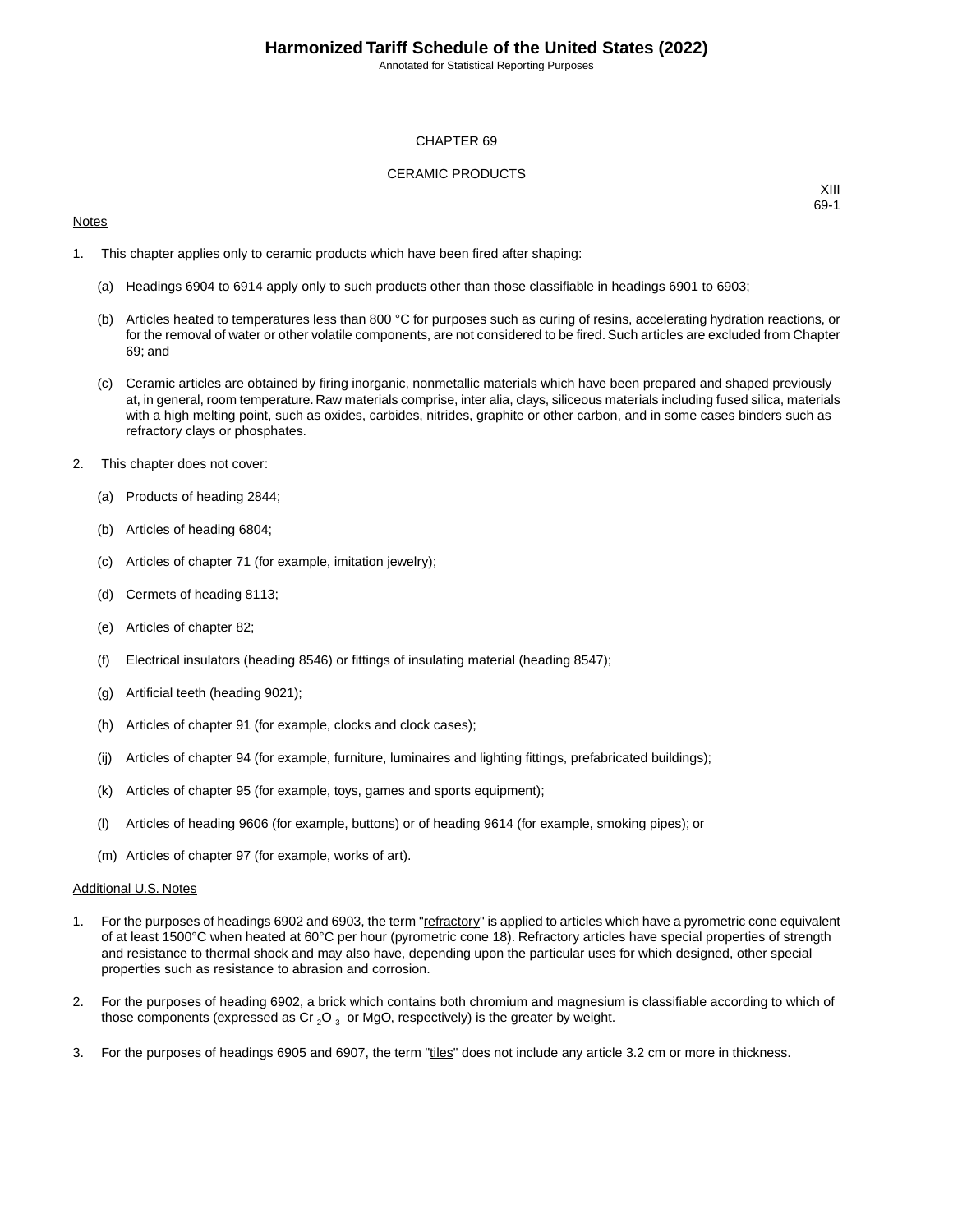# CHAPTER 69

## CERAMIC PRODUCTS

XIII

### Notes

1. This chapter applies only to ceramic products which have been fired after shaping:

   (a) Headings 6904 to 6914 apply only to such products other than those classifiable in headings 6901 to 6903;

   (b) Articles heated to temperatures less than 800 °C for purposes such as curing of resins, accelerating hydration reactions, or for the removal of water or other volatile components, are not considered to be fired. Such articles are excluded from Chapter 69; and

   (c) Ceramic articles are obtained by firing inorganic, nonmetallic materials which have been prepared and shaped previously at, in general, room temperature. Raw materials comprise, inter alia, clays, siliceous materials including fused silica, materials with a high melting point, such as oxides, carbides, nitrides, graphite or other carbon, and in some cases binders such as refractory clays or phosphates.

2. This chapter does not cover:

   (a) Products of heading 2844;

   (b) Articles of heading 6804;

   (c) Articles of chapter 71 (for example, imitation jewelry);

   (d) Cermets of heading 8113;

   (e) Articles of chapter 82;

   (f) Electrical insulators (heading 8546) or fittings of insulating material (heading 8547);

   (g) Artificial teeth (heading 9021);

   (h) Articles of chapter 91 (for example, clocks and clock cases);

   (ij) Articles of chapter 94 (for example, furniture, luminaires and lighting fittings, prefabricated buildings);

   (k) Articles of chapter 95 (for example, toys, games and sports equipment);

   (l) Articles of heading 9606 (for example, buttons) or of heading 9614 (for example, smoking pipes); or

   (m) Articles of chapter 97 (for example, works of art).

### Additional U.S. Notes

1. For the purposes of headings 6902 and 6903, the term "refractory" is applied to articles which have a pyrometric cone equivalent of at least 1500°C when heated at 60°C per hour (pyrometric cone 18). Refractory articles have special properties of strength and resistance to thermal shock and may also have, depending upon the particular uses for which designed, other special properties such as resistance to abrasion and corrosion.

2. For the purposes of heading 6902, a brick which contains both chromium and magnesium is classifiable according to which of those components (expressed as $Cr_2O_3$ or MgO, respectively) is the greater by weight.

3. For the purposes of headings 6905 and 6907, the term "tiles" does not include any article 3.2 cm or more in thickness.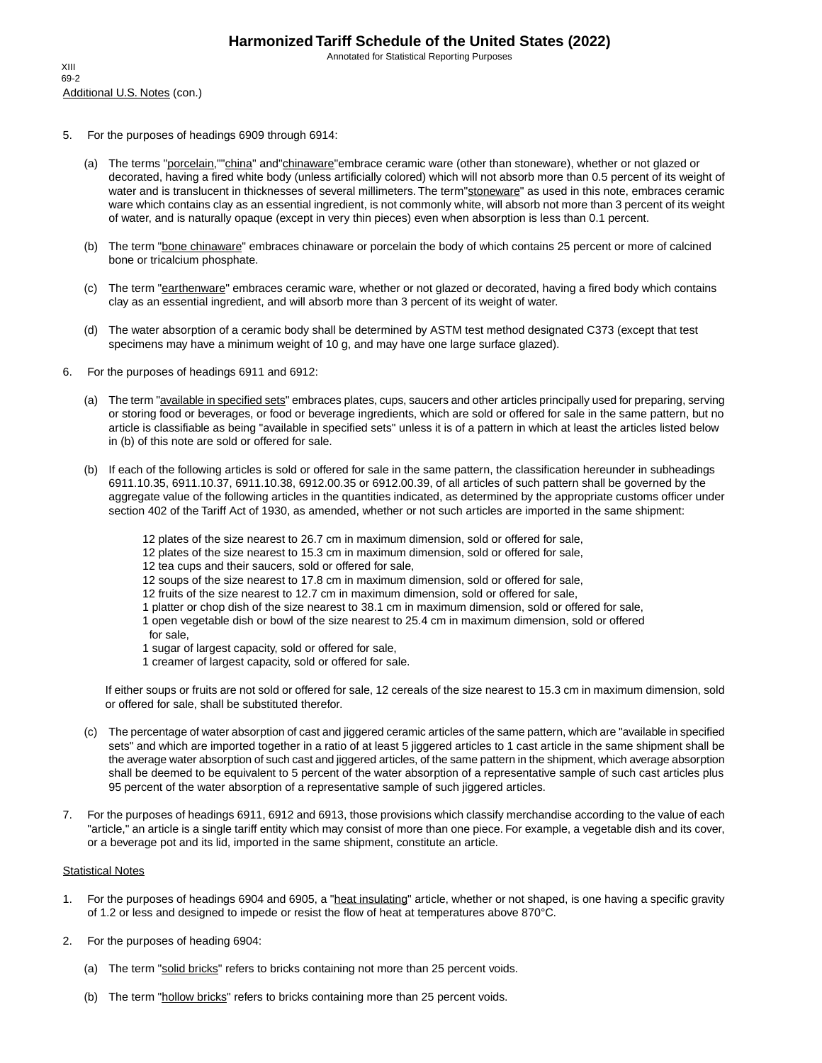Additional U.S. Notes (con.)

5. For the purposes of headings 6909 through 6914:

   (a) The terms "porcelain," "china" and "chinaware" embrace ceramic ware (other than stoneware), whether or not glazed or decorated, having a fired white body (unless artificially colored) which will not absorb more than 0.5 percent of its weight of water and is translucent in thicknesses of several millimeters. The term "stoneware" as used in this note, embraces ceramic ware which contains clay as an essential ingredient, is not commonly white, will absorb not more than 3 percent of its weight of water, and is naturally opaque (except in very thin pieces) even when absorption is less than 0.1 percent.

   (b) The term "bone chinaware" embraces chinaware or porcelain the body of which contains 25 percent or more of calcined bone or tricalcium phosphate.

   (c) The term "earthenware" embraces ceramic ware, whether or not glazed or decorated, having a fired body which contains clay as an essential ingredient, and will absorb more than 3 percent of its weight of water.

   (d) The water absorption of a ceramic body shall be determined by ASTM test method designated C373 (except that test specimens may have a minimum weight of 10 g, and may have one large surface glazed).

6. For the purposes of headings 6911 and 6912:

   (a) The term "available in specified sets" embraces plates, cups, saucers and other articles principally used for preparing, serving or storing food or beverages, or food or beverage ingredients, which are sold or offered for sale in the same pattern, but no article is classifiable as being "available in specified sets" unless it is of a pattern in which at least the articles listed below in (b) of this note are sold or offered for sale.

   (b) If each of the following articles is sold or offered for sale in the same pattern, the classification hereunder in subheadings 6911.10.35, 6911.10.37, 6911.10.38, 6912.00.35 or 6912.00.39, of all articles of such pattern shall be governed by the aggregate value of the following articles in the quantities indicated, as determined by the appropriate customs officer under section 402 of the Tariff Act of 1930, as amended, whether or not such articles are imported in the same shipment:

      12 plates of the size nearest to 26.7 cm in maximum dimension, sold or offered for sale,
      12 plates of the size nearest to 15.3 cm in maximum dimension, sold or offered for sale,
      12 tea cups and their saucers, sold or offered for sale,
      12 soups of the size nearest to 17.8 cm in maximum dimension, sold or offered for sale,
      12 fruits of the size nearest to 12.7 cm in maximum dimension, sold or offered for sale,
      1 platter or chop dish of the size nearest to 38.1 cm in maximum dimension, sold or offered for sale,
      1 open vegetable dish or bowl of the size nearest to 25.4 cm in maximum dimension, sold or offered for sale,
      1 sugar of largest capacity, sold or offered for sale,
      1 creamer of largest capacity, sold or offered for sale.

   If either soups or fruits are not sold or offered for sale, 12 cereals of the size nearest to 15.3 cm in maximum dimension, sold or offered for sale, shall be substituted therefor.

   (c) The percentage of water absorption of cast and jiggered ceramic articles of the same pattern, which are "available in specified sets" and which are imported together in a ratio of at least 5 jiggered articles to 1 cast article in the same shipment shall be the average water absorption of such cast and jiggered articles, of the same pattern in the shipment, which average absorption shall be deemed to be equivalent to 5 percent of the water absorption of a representative sample of such cast articles plus 95 percent of the water absorption of a representative sample of such jiggered articles.

7. For the purposes of headings 6911, 6912 and 6913, those provisions which classify merchandise according to the value of each "article," an article is a single tariff entity which may consist of more than one piece. For example, a vegetable dish and its cover, or a beverage pot and its lid, imported in the same shipment, constitute an article.

Statistical Notes

1. For the purposes of headings 6904 and 6905, a "heat insulating" article, whether or not shaped, is one having a specific gravity of 1.2 or less and designed to impede or resist the flow of heat at temperatures above 870°C.

2. For the purposes of heading 6904:

   (a) The term "solid bricks" refers to bricks containing not more than 25 percent voids.

   (b) The term "hollow bricks" refers to bricks containing more than 25 percent voids.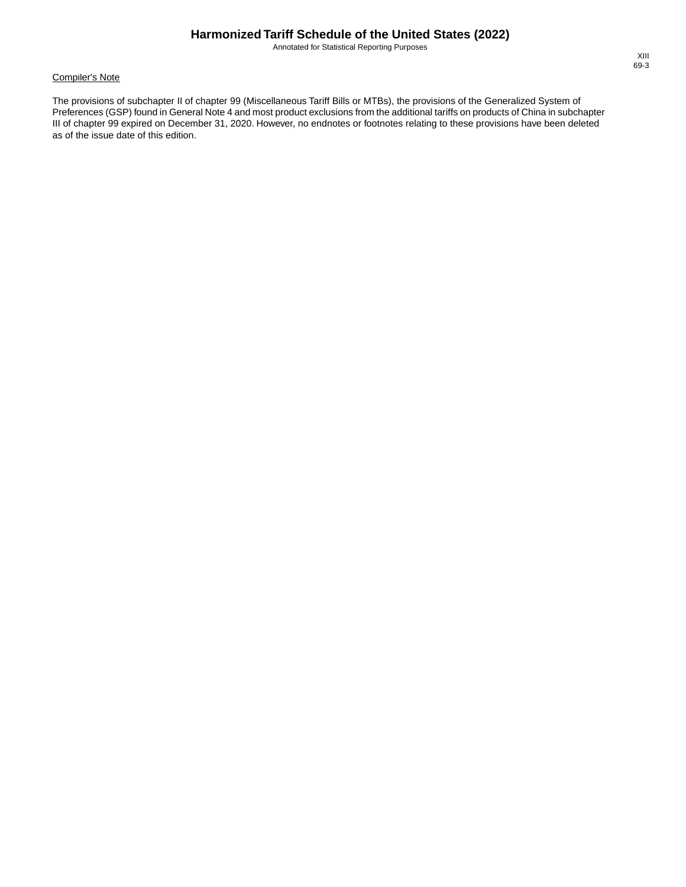Compiler's Note

The provisions of subchapter II of chapter 99 (Miscellaneous Tariff Bills or MTBs), the provisions of the Generalized System of Preferences (GSP) found in General Note 4 and most product exclusions from the additional tariffs on products of China in subchapter III of chapter 99 expired on December 31, 2020. However, no endnotes or footnotes relating to these provisions have been deleted as of the issue date of this edition.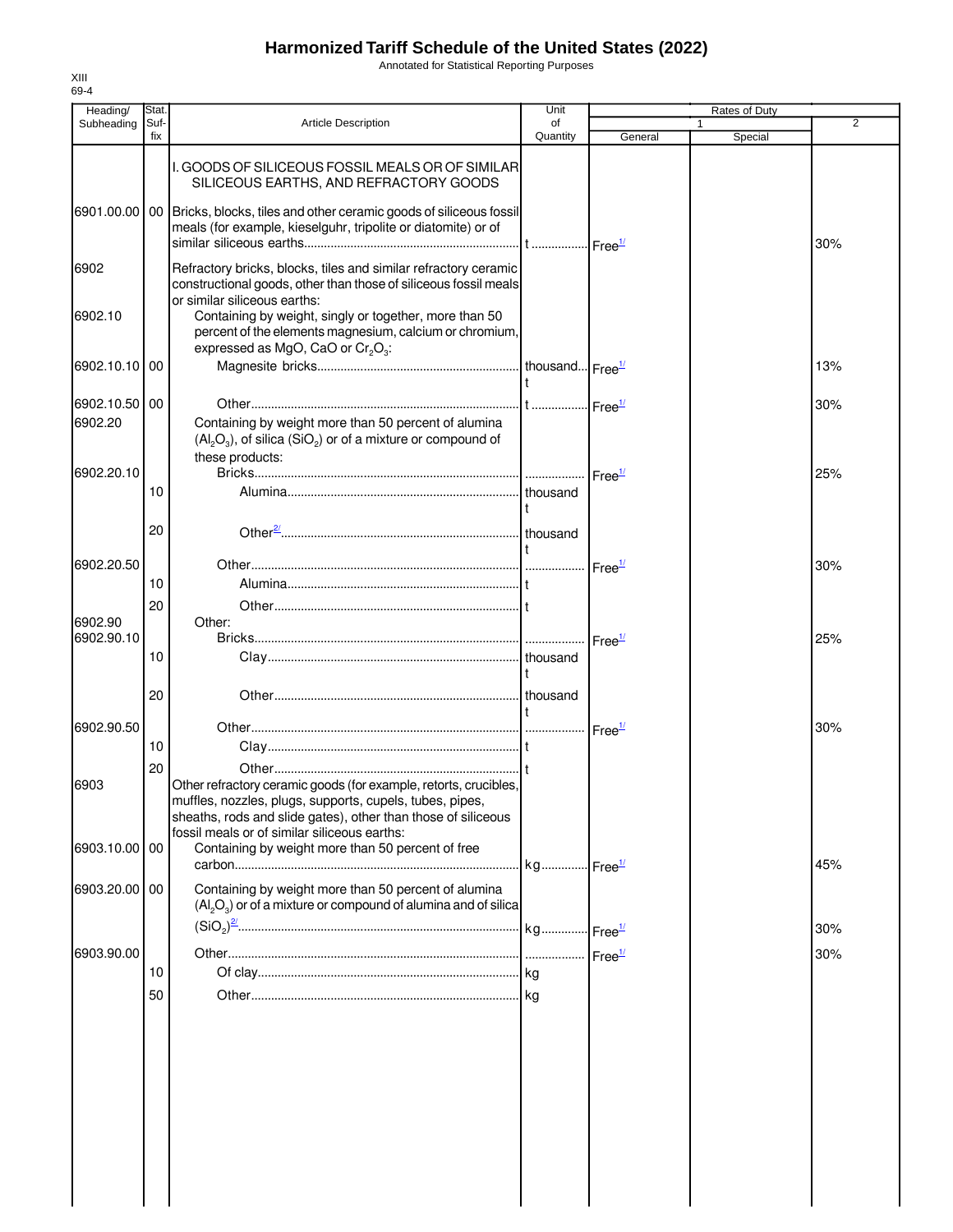# Harmonized Tariff Schedule of the United States (2022)

Annotated for Statistical Reporting Purposes

XIII
69-4

| Heading/ Subheading | Stat. Suf- fix | Article Description | Unit of Quantity | Rates of Duty 1 General | Rates of Duty 1 Special | Rates of Duty 2 |
|---|---|---|---|---|---|---|
| | | I. GOODS OF SILICEOUS FOSSIL MEALS OR OF SIMILAR SILICEOUS EARTHS, AND REFRACTORY GOODS | | | | |
| 6901.00.00 | 00 | Bricks, blocks, tiles and other ceramic goods of siliceous fossil meals (for example, kieselguhr, tripolite or diatomite) or of similar siliceous earths | t | Free[1/] | | 30% |
| 6902 | | Refractory bricks, blocks, tiles and similar refractory ceramic constructional goods, other than those of siliceous fossil meals or similar siliceous earths: | | | | |
| 6902.10 | | Containing by weight, singly or together, more than 50 percent of the elements magnesium, calcium or chromium, expressed as MgO, CaO or $Cr_2O_3$: | | | | |
| 6902.10.10 | 00 | Magnesite bricks | thousand t | Free[1/] | | 13% |
| 6902.10.50 | 00 | Other | t | Free[1/] | | 30% |
| 6902.20 | | Containing by weight more than 50 percent of alumina ($Al_2O_3$), of silica ($SiO_2$) or of a mixture or compound of these products: | | | | |
| 6902.20.10 | | Bricks | | Free[1/] | | 25% |
| | 10 | Alumina | thousand t | | | |
| | 20 | Other[2/] | thousand t | | | |
| 6902.20.50 | | Other | | Free[1/] | | 30% |
| | 10 | Alumina | t | | | |
| | 20 | Other | t | | | |
| 6902.90 | | Other: | | | | |
| 6902.90.10 | | Bricks | | Free[1/] | | 25% |
| | 10 | Clay | thousand t | | | |
| | 20 | Other | thousand t | | | |
| 6902.90.50 | | Other | | Free[1/] | | 30% |
| | 10 | Clay | t | | | |
| | 20 | Other | t | | | |
| 6903 | | Other refractory ceramic goods (for example, retorts, crucibles, muffles, nozzles, plugs, supports, cupels, tubes, pipes, sheaths, rods and slide gates), other than those of siliceous fossil meals or of similar siliceous earths: | | | | |
| 6903.10.00 | 00 | Containing by weight more than 50 percent of free carbon | kg | Free[1/] | | 45% |
| 6903.20.00 | 00 | Containing by weight more than 50 percent of alumina ($Al_2O_3$) or of a mixture or compound of alumina and of silica ($SiO_2$)[2/] | kg | Free[1/] | | 30% |
| 6903.90.00 | | Other | | Free[1/] | | 30% |
| | 10 | Of clay | kg | | | |
| | 50 | Other | kg | | | |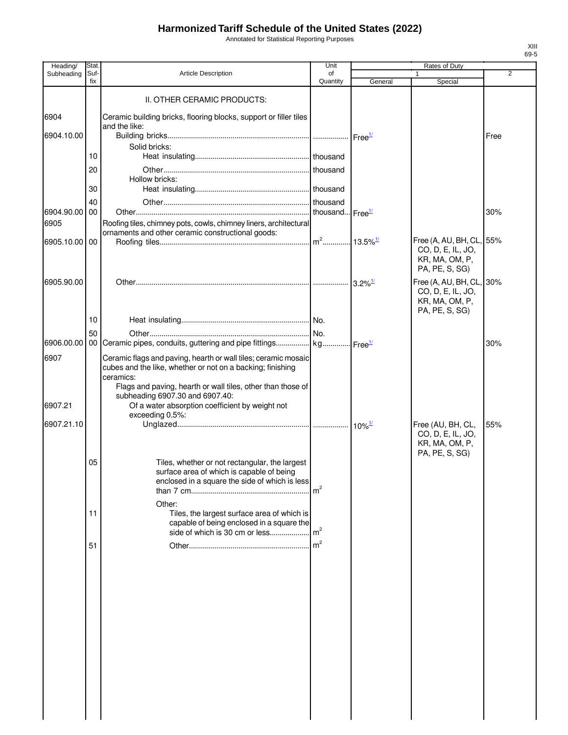# Harmonized Tariff Schedule of the United States (2022)

Annotated for Statistical Reporting Purposes

XIII
69-5

| Heading/ Subheading | Stat. Suf- fix | Article Description | Unit of Quantity | Rates of Duty 1 General | Special | 2 |
|---|---|---|---|---|---|---|
| | | II. OTHER CERAMIC PRODUCTS: | | | | |
| 6904 | | Ceramic building bricks, flooring blocks, support or filler tiles and the like: | | | | |
| 6904.10.00 | | Building bricks | | Free[1/] | | Free |
| | | Solid bricks: | | | | |
| | 10 | Heat insulating | thousand | | | |
| | 20 | Other | thousand | | | |
| | | Hollow bricks: | | | | |
| | 30 | Heat insulating | thousand | | | |
| | 40 | Other | thousand | | | |
| 6904.90.00 | 00 | Other | thousand | Free[1/] | | 30% |
| 6905 | | Roofing tiles, chimney pots, cowls, chimney liners, architectural ornaments and other ceramic constructional goods: | | | | |
| 6905.10.00 | 00 | Roofing tiles | $m^2$ | 13.5%[1/] | Free (A, AU, BH, CL, CO, D, E, IL, JO, KR, MA, OM, P, PA, PE, S, SG) | 55% |
| 6905.90.00 | | Other | | 3.2%[1/] | Free (A, AU, BH, CL, CO, D, E, IL, JO, KR, MA, OM, P, PA, PE, S, SG) | 30% |
| | 10 | Heat insulating | No. | | | |
| | 50 | Other | No. | | | |
| 6906.00.00 | 00 | Ceramic pipes, conduits, guttering and pipe fittings | kg | Free[1/] | | 30% |
| 6907 | | Ceramic flags and paving, hearth or wall tiles; ceramic mosaic cubes and the like, whether or not on a backing; finishing ceramics: | | | | |
| | | Flags and paving, hearth or wall tiles, other than those of subheading 6907.30 and 6907.40: | | | | |
| 6907.21 | | Of a water absorption coefficient by weight not exceeding 0.5%: | | | | |
| 6907.21.10 | | Unglazed | | 10%[1/] | Free (AU, BH, CL, CO, D, E, IL, JO, KR, MA, OM, P, PA, PE, S, SG) | 55% |
| | 05 | Tiles, whether or not rectangular, the largest surface area of which is capable of being enclosed in a square the side of which is less than 7 cm | $m^2$ | | | |
| | | Other: | | | | |
| | 11 | Tiles, the largest surface area of which is capable of being enclosed in a square the side of which is 30 cm or less | $m^2$ | | | |
| | 51 | Other | $m^2$ | | | |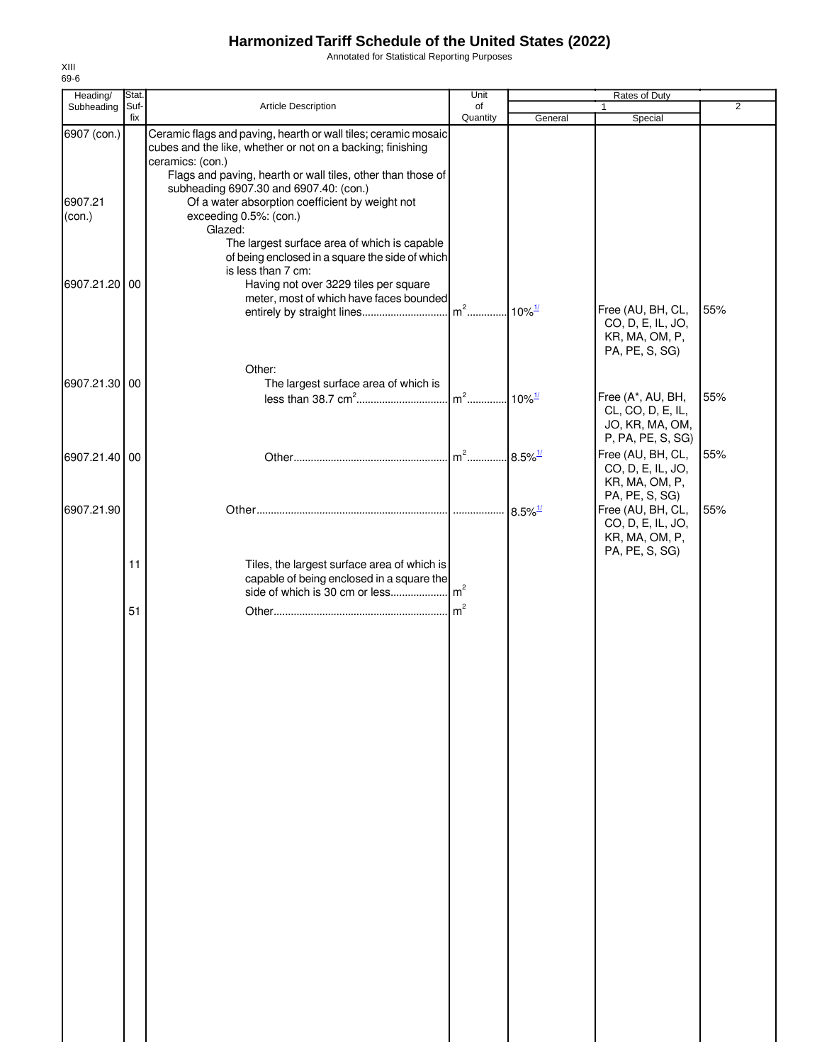# Harmonized Tariff Schedule of the United States (2022)

Annotated for Statistical Reporting Purposes

XIII
69-6

| Heading/ Subheading | Stat. Suf- fix | Article Description | Unit of Quantity | Rates of Duty 1 General | Special | 2 |
|---|---|---|---|---|---|---|
| 6907 (con.) | | Ceramic flags and paving, hearth or wall tiles; ceramic mosaic cubes and the like, whether or not on a backing; finishing ceramics: (con.) | | | | |
| | | Flags and paving, hearth or wall tiles, other than those of subheading 6907.30 and 6907.40: (con.) | | | | |
| 6907.21 (con.) | | Of a water absorption coefficient by weight not exceeding 0.5%: (con.) | | | | |
| | | Glazed: | | | | |
| | | The largest surface area of which is capable of being enclosed in a square the side of which is less than 7 cm: | | | | |
| 6907.21.20 | 00 | Having not over 3229 tiles per square meter, most of which have faces bounded entirely by straight lines | $m^2$ | 10% [1/] | Free (AU, BH, CL, CO, D, E, IL, JO, KR, MA, OM, P, PA, PE, S, SG) | 55% |
| | | Other: | | | | |
| 6907.21.30 | 00 | The largest surface area of which is less than 38.7 $cm^2$ | $m^2$ | 10% [1/] | Free (A*, AU, BH, CL, CO, D, E, IL, JO, KR, MA, OM, P, PA, PE, S, SG) | 55% |
| 6907.21.40 | 00 | Other | $m^2$ | 8.5% [1/] | Free (AU, BH, CL, CO, D, E, IL, JO, KR, MA, OM, P, PA, PE, S, SG) | 55% |
| 6907.21.90 | | Other | | 8.5% [1/] | Free (AU, BH, CL, CO, D, E, IL, JO, KR, MA, OM, P, PA, PE, S, SG) | 55% |
| | 11 | Tiles, the largest surface area of which is capable of being enclosed in a square the side of which is 30 cm or less | $m^2$ | | | |
| | 51 | Other | $m^2$ | | | |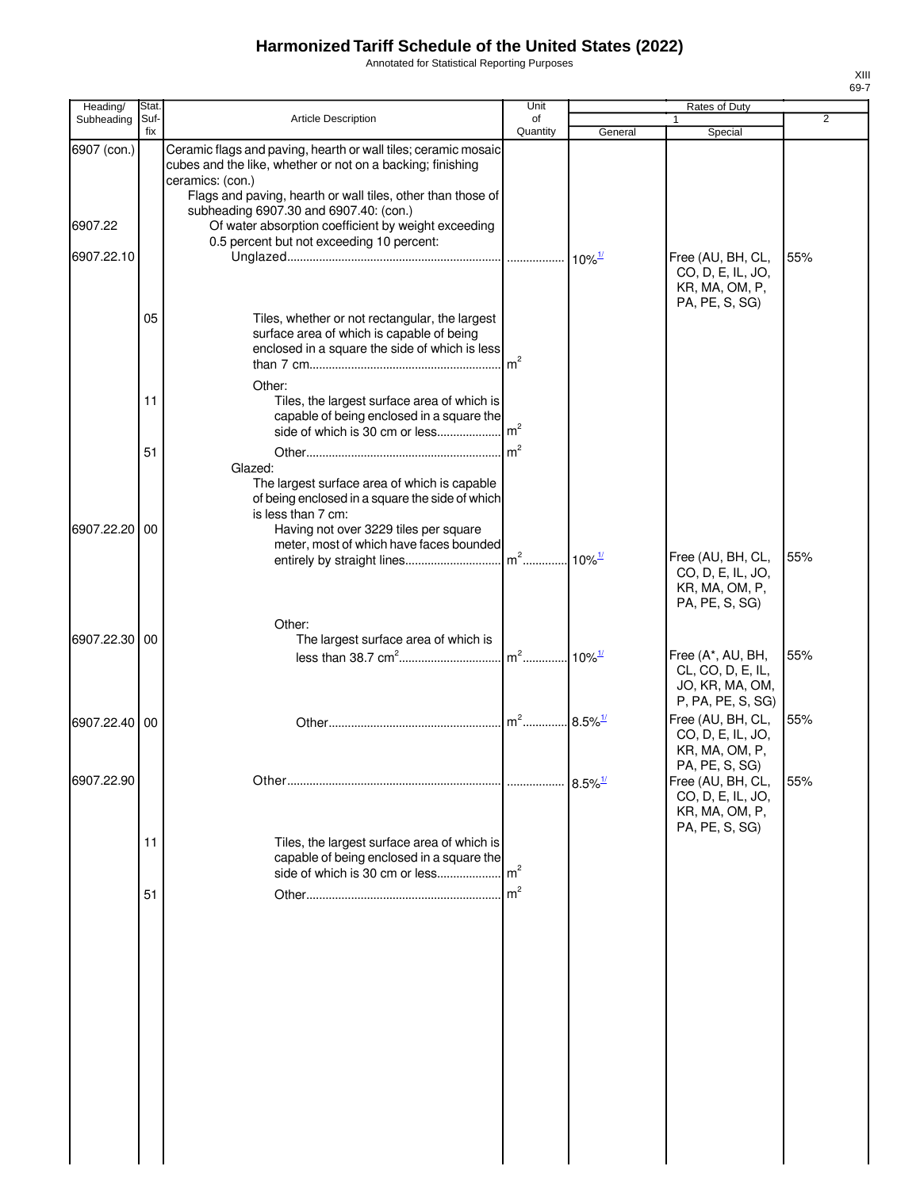# Harmonized Tariff Schedule of the United States (2022)

Annotated for Statistical Reporting Purposes

| Heading/ Subheading | Stat. Suf- fix | Article Description | Unit of Quantity | Rates of Duty | | |
|---|---|---|---|---|---|---|
| | | | | 1 | | 2 |
| | | | | General | Special | |
| 6907 (con.) | | Ceramic flags and paving, hearth or wall tiles; ceramic mosaic cubes and the like, whether or not on a backing; finishing ceramics: (con.) | | | | |
| | | Flags and paving, hearth or wall tiles, other than those of subheading 6907.30 and 6907.40: (con.) | | | | |
| 6907.22 | | Of water absorption coefficient by weight exceeding 0.5 percent but not exceeding 10 percent: | | | | |
| 6907.22.10 | | Unglazed | | 10%[1/] | Free (AU, BH, CL, CO, D, E, IL, JO, KR, MA, OM, P, PA, PE, S, SG) | 55% |
| | 05 | Tiles, whether or not rectangular, the largest surface area of which is capable of being enclosed in a square the side of which is less than 7 cm | $m^2$ | | | |
| | | Other: | | | | |
| | 11 | Tiles, the largest surface area of which is capable of being enclosed in a square the side of which is 30 cm or less | $m^2$ | | | |
| | 51 | Other | $m^2$ | | | |
| | | Glazed: | | | | |
| | | The largest surface area of which is capable of being enclosed in a square the side of which is less than 7 cm: | | | | |
| 6907.22.20 | 00 | Having not over 3229 tiles per square meter, most of which have faces bounded entirely by straight lines | $m^2$ | 10%[1/] | Free (AU, BH, CL, CO, D, E, IL, JO, KR, MA, OM, P, PA, PE, S, SG) | 55% |
| | | Other: | | | | |
| 6907.22.30 | 00 | The largest surface area of which is less than 38.7 $cm^2$ | $m^2$ | 10%[1/] | Free (A*, AU, BH, CL, CO, D, E, IL, JO, KR, MA, OM, P, PA, PE, S, SG) | 55% |
| 6907.22.40 | 00 | Other | $m^2$ | 8.5%[1/] | Free (AU, BH, CL, CO, D, E, IL, JO, KR, MA, OM, P, PA, PE, S, SG) | 55% |
| 6907.22.90 | | Other | | 8.5%[1/] | Free (AU, BH, CL, CO, D, E, IL, JO, KR, MA, OM, P, PA, PE, S, SG) | 55% |
| | 11 | Tiles, the largest surface area of which is capable of being enclosed in a square the side of which is 30 cm or less | $m^2$ | | | |
| | 51 | Other | $m^2$ | | | |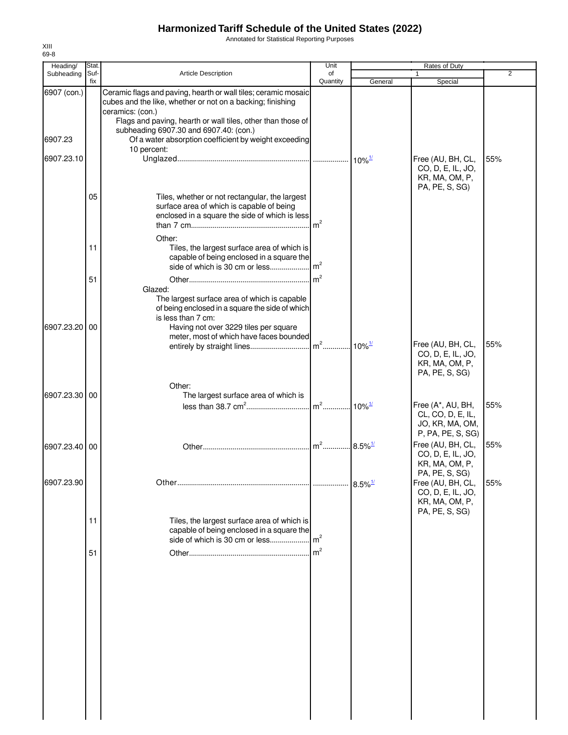# Harmonized Tariff Schedule of the United States (2022)

Annotated for Statistical Reporting Purposes

XIII
69-8

| Heading/ Subheading | Stat. Suf- fix | Article Description | Unit of Quantity | Rates of Duty 1 General | Special | 2 |
|---|---|---|---|---|---|---|
| 6907 (con.) | | Ceramic flags and paving, hearth or wall tiles; ceramic mosaic cubes and the like, whether or not on a backing; finishing ceramics: (con.) | | | | |
| | | Flags and paving, hearth or wall tiles, other than those of subheading 6907.30 and 6907.40: (con.) | | | | |
| 6907.23 | | Of a water absorption coefficient by weight exceeding 10 percent: | | | | |
| 6907.23.10 | | Unglazed | | 10%[1/] | Free (AU, BH, CL, CO, D, E, IL, JO, KR, MA, OM, P, PA, PE, S, SG) | 55% |
| | 05 | Tiles, whether or not rectangular, the largest surface area of which is capable of being enclosed in a square the side of which is less than 7 cm | $m^2$ | | | |
| | | Other: | | | | |
| | 11 | Tiles, the largest surface area of which is capable of being enclosed in a square the side of which is 30 cm or less | $m^2$ | | | |
| | 51 | Other | $m^2$ | | | |
| | | Glazed: | | | | |
| | | The largest surface area of which is capable of being enclosed in a square the side of which is less than 7 cm: | | | | |
| 6907.23.20 | 00 | Having not over 3229 tiles per square meter, most of which have faces bounded entirely by straight lines | $m^2$ | 10%[1/] | Free (AU, BH, CL, CO, D, E, IL, JO, KR, MA, OM, P, PA, PE, S, SG) | 55% |
| | | Other: | | | | |
| 6907.23.30 | 00 | The largest surface area of which is less than 38.7 $cm^2$ | $m^2$ | 10%[1/] | Free (A*, AU, BH, CL, CO, D, E, IL, JO, KR, MA, OM, P, PA, PE, S, SG) | 55% |
| 6907.23.40 | 00 | Other | $m^2$ | 8.5%[1/] | Free (AU, BH, CL, CO, D, E, IL, JO, KR, MA, OM, P, PA, PE, S, SG) | 55% |
| 6907.23.90 | | Other | | 8.5%[1/] | Free (AU, BH, CL, CO, D, E, IL, JO, KR, MA, OM, P, PA, PE, S, SG) | 55% |
| | 11 | Tiles, the largest surface area of which is capable of being enclosed in a square the side of which is 30 cm or less | $m^2$ | | | |
| | 51 | Other | $m^2$ | | | |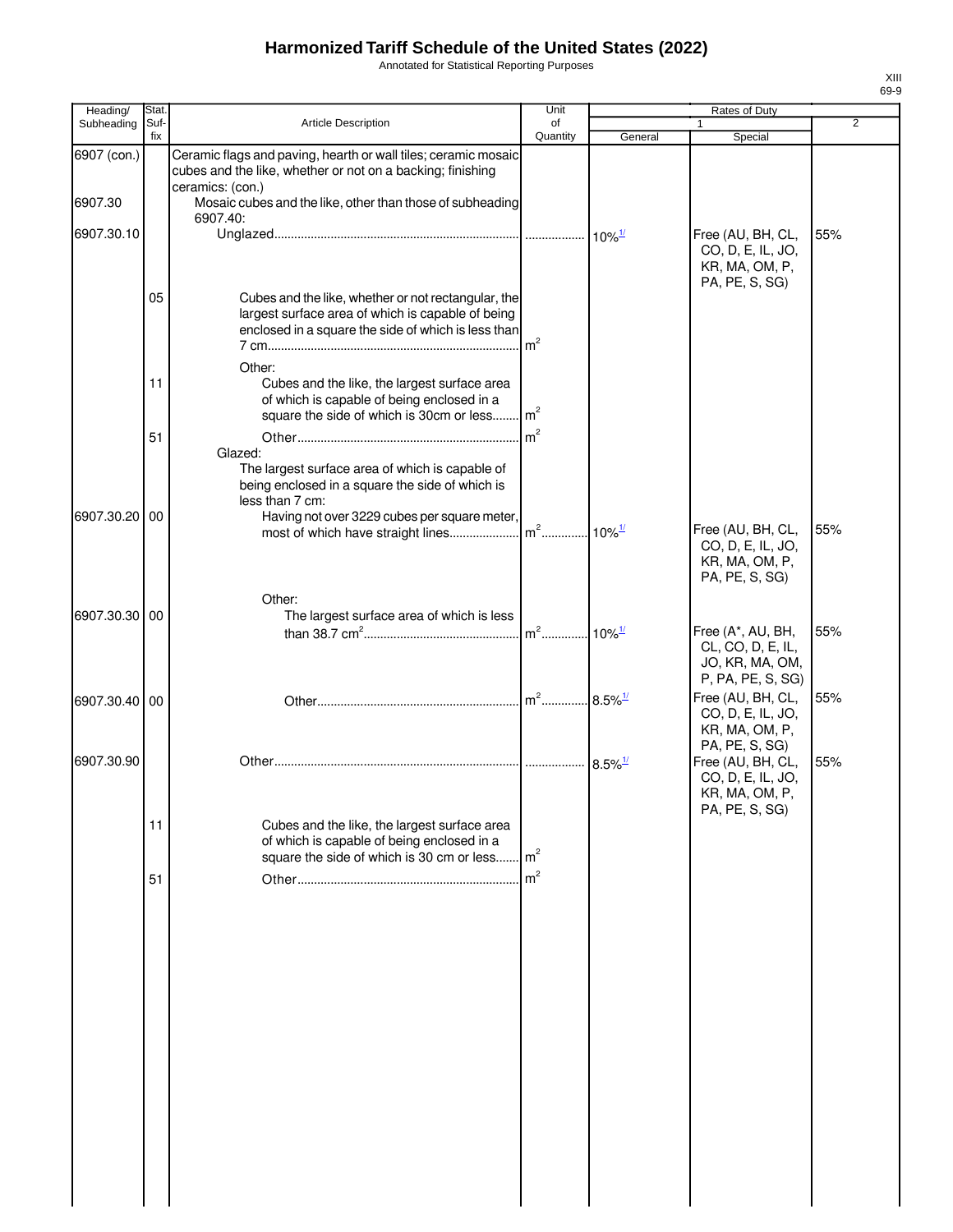# Harmonized Tariff Schedule of the United States (2022)

Annotated for Statistical Reporting Purposes

| Heading/ Subheading | Stat. Suf- fix | Article Description | Unit of Quantity | Rates of Duty 1 General | Special | 2 |
|---|---|---|---|---|---|---|
| 6907 (con.) | | Ceramic flags and paving, hearth or wall tiles; ceramic mosaic cubes and the like, whether or not on a backing; finishing ceramics: (con.) | | | | |
| 6907.30 | | Mosaic cubes and the like, other than those of subheading 6907.40: | | | | |
| 6907.30.10 | | Unglazed | | 10%[1/] | Free (AU, BH, CL, CO, D, E, IL, JO, KR, MA, OM, P, PA, PE, S, SG) | 55% |
| | 05 | Cubes and the like, whether or not rectangular, the largest surface area of which is capable of being enclosed in a square the side of which is less than 7 cm | $m^2$ | | | |
| | | Other: | | | | |
| | 11 | Cubes and the like, the largest surface area of which is capable of being enclosed in a square the side of which is 30cm or less | $m^2$ | | | |
| | 51 | Other | $m^2$ | | | |
| | | Glazed: | | | | |
| | | The largest surface area of which is capable of being enclosed in a square the side of which is less than 7 cm: | | | | |
| 6907.30.20 | 00 | Having not over 3229 cubes per square meter, most of which have straight lines | $m^2$ | 10%[1/] | Free (AU, BH, CL, CO, D, E, IL, JO, KR, MA, OM, P, PA, PE, S, SG) | 55% |
| | | Other: | | | | |
| 6907.30.30 | 00 | The largest surface area of which is less than 38.7 $cm^2$ | $m^2$ | 10%[1/] | Free (A*, AU, BH, CL, CO, D, E, IL, JO, KR, MA, OM, P, PA, PE, S, SG) | 55% |
| 6907.30.40 | 00 | Other | $m^2$ | 8.5%[1/] | Free (AU, BH, CL, CO, D, E, IL, JO, KR, MA, OM, P, PA, PE, S, SG) | 55% |
| 6907.30.90 | | Other | | 8.5%[1/] | Free (AU, BH, CL, CO, D, E, IL, JO, KR, MA, OM, P, PA, PE, S, SG) | 55% |
| | 11 | Cubes and the like, the largest surface area of which is capable of being enclosed in a square the side of which is 30 cm or less | $m^2$ | | | |
| | 51 | Other | $m^2$ | | | |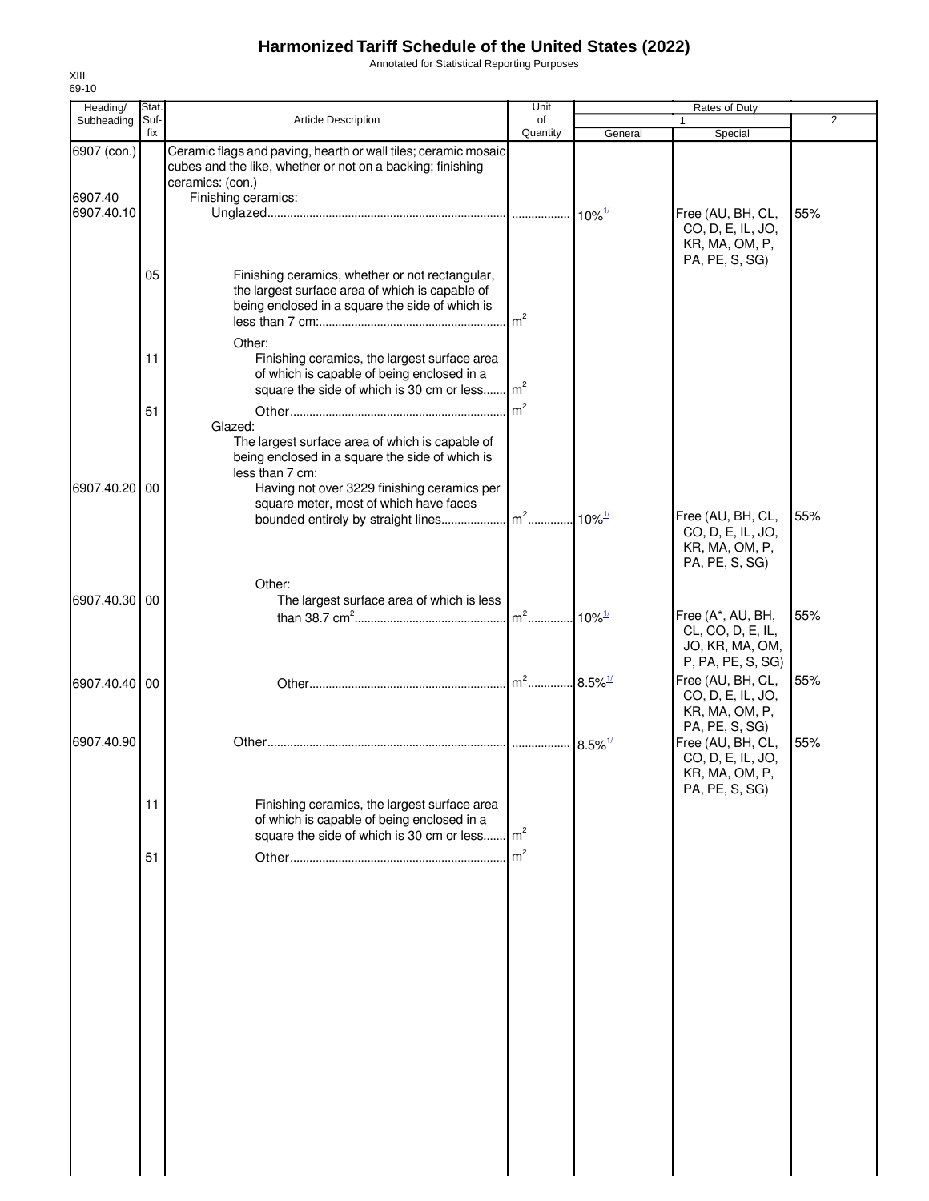# Harmonized Tariff Schedule of the United States (2022)

Annotated for Statistical Reporting Purposes

XIII
69-10

| Heading/ Subheading | Stat. Suf- fix | Article Description | Unit of Quantity | Rates of Duty 1 General | Rates of Duty 1 Special | Rates of Duty 2 |
|---|---|---|---|---|---|---|
| 6907 (con.) | | Ceramic flags and paving, hearth or wall tiles; ceramic mosaic cubes and the like, whether or not on a backing; finishing ceramics: (con.) | | | | |
| 6907.40 | | Finishing ceramics: | | | | |
| 6907.40.10 | | Unglazed | | 10%[1/] | Free (AU, BH, CL, CO, D, E, IL, JO, KR, MA, OM, P, PA, PE, S, SG) | 55% |
| | 05 | Finishing ceramics, whether or not rectangular, the largest surface area of which is capable of being enclosed in a square the side of which is less than 7 cm: | $m^2$ | | | |
| | | Other: | | | | |
| | 11 | Finishing ceramics, the largest surface area of which is capable of being enclosed in a square the side of which is 30 cm or less | $m^2$ | | | |
| | 51 | Other | $m^2$ | | | |
| | | Glazed: | | | | |
| | | The largest surface area of which is capable of being enclosed in a square the side of which is less than 7 cm: | | | | |
| 6907.40.20 | 00 | Having not over 3229 finishing ceramics per square meter, most of which have faces bounded entirely by straight lines | $m^2$ | 10%[1/] | Free (AU, BH, CL, CO, D, E, IL, JO, KR, MA, OM, P, PA, PE, S, SG) | 55% |
| | | Other: | | | | |
| 6907.40.30 | 00 | The largest surface area of which is less than 38.7 $cm^2$ | $m^2$ | 10%[1/] | Free (A*, AU, BH, CL, CO, D, E, IL, JO, KR, MA, OM, P, PA, PE, S, SG) | 55% |
| 6907.40.40 | 00 | Other | $m^2$ | 8.5%[1/] | Free (AU, BH, CL, CO, D, E, IL, JO, KR, MA, OM, P, PA, PE, S, SG) | 55% |
| 6907.40.90 | | Other | | 8.5%[1/] | Free (AU, BH, CL, CO, D, E, IL, JO, KR, MA, OM, P, PA, PE, S, SG) | 55% |
| | 11 | Finishing ceramics, the largest surface area of which is capable of being enclosed in a square the side of which is 30 cm or less | $m^2$ | | | |
| | 51 | Other | $m^2$ | | | |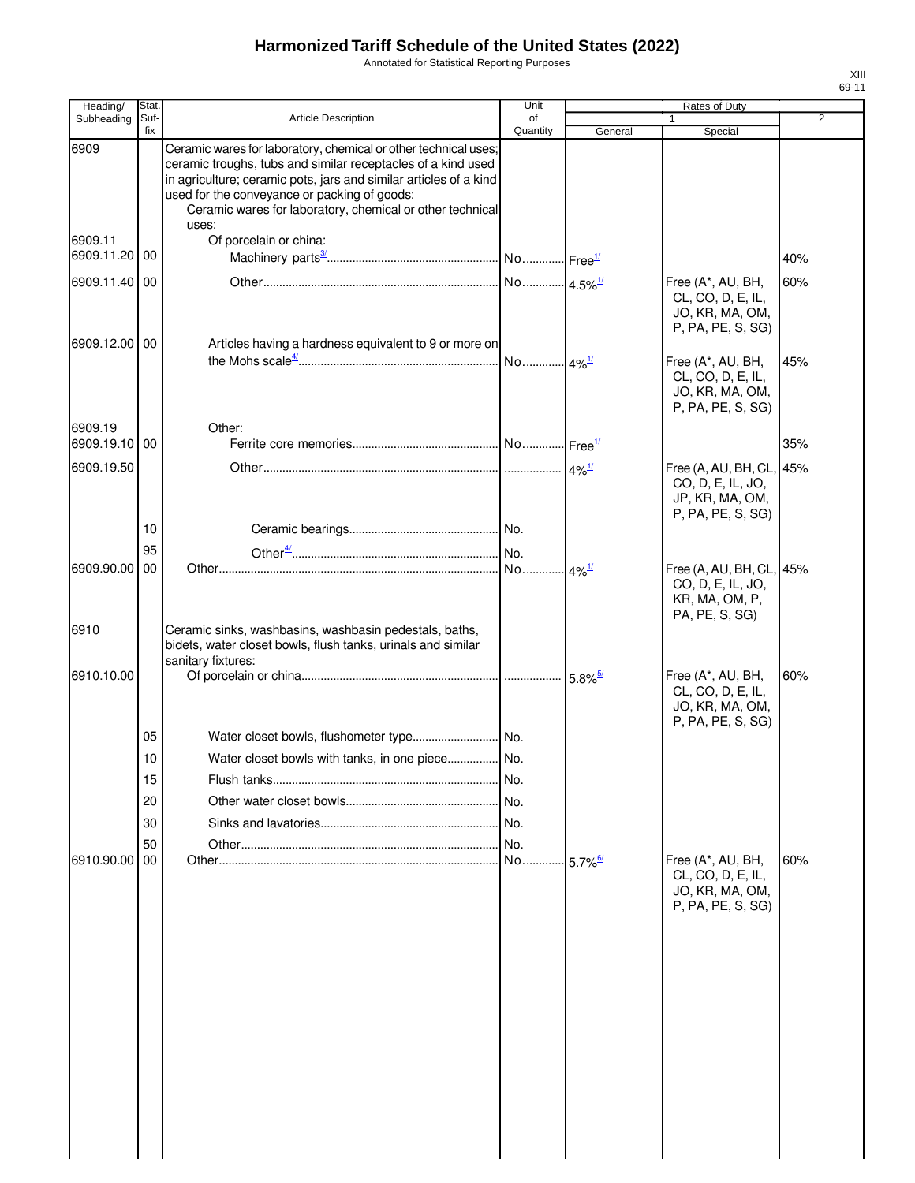# Harmonized Tariff Schedule of the United States (2022)

Annotated for Statistical Reporting Purposes

| Heading/ Subheading | Stat. Suf-fix | Article Description | Unit of Quantity | Rates of Duty 1 General | Rates of Duty 1 Special | Rates of Duty 2 |
|---|---|---|---|---|---|---|
| 6909 | | Ceramic wares for laboratory, chemical or other technical uses; ceramic troughs, tubs and similar receptacles of a kind used in agriculture; ceramic pots, jars and similar articles of a kind used for the conveyance or packing of goods: | | | | |
| | | Ceramic wares for laboratory, chemical or other technical uses: | | | | |
| 6909.11 | | Of porcelain or china: | | | | |
| 6909.11.20 | 00 | Machinery parts[3/] | No. | Free[1/] | | 40% |
| 6909.11.40 | 00 | Other | No. | 4.5%[1/] | Free (A*, AU, BH, CL, CO, D, E, IL, JO, KR, MA, OM, P, PA, PE, S, SG) | 60% |
| 6909.12.00 | 00 | Articles having a hardness equivalent to 9 or more on the Mohs scale[4/] | No. | 4%[1/] | Free (A*, AU, BH, CL, CO, D, E, IL, JO, KR, MA, OM, P, PA, PE, S, SG) | 45% |
| 6909.19 | | Other: | | | | |
| 6909.19.10 | 00 | Ferrite core memories | No. | Free[1/] | | 35% |
| 6909.19.50 | | Other | | 4%[1/] | Free (A, AU, BH, CL, CO, D, E, IL, JO, JP, KR, MA, OM, P, PA, PE, S, SG) | 45% |
| | 10 | Ceramic bearings | No. | | | |
| | 95 | Other[4/] | No. | | | |
| 6909.90.00 | 00 | Other | No. | 4%[1/] | Free (A, AU, BH, CL, CO, D, E, IL, JO, KR, MA, OM, P, PA, PE, S, SG) | 45% |
| 6910 | | Ceramic sinks, washbasins, washbasin pedestals, baths, bidets, water closet bowls, flush tanks, urinals and similar sanitary fixtures: | | | | |
| 6910.10.00 | | Of porcelain or china | | 5.8%[5/] | Free (A*, AU, BH, CL, CO, D, E, IL, JO, KR, MA, OM, P, PA, PE, S, SG) | 60% |
| | 05 | Water closet bowls, flushometer type | No. | | | |
| | 10 | Water closet bowls with tanks, in one piece | No. | | | |
| | 15 | Flush tanks | No. | | | |
| | 20 | Other water closet bowls | No. | | | |
| | 30 | Sinks and lavatories | No. | | | |
| | 50 | Other | No. | | | |
| 6910.90.00 | 00 | Other | No. | 5.7%[6/] | Free (A*, AU, BH, CL, CO, D, E, IL, JO, KR, MA, OM, P, PA, PE, S, SG) | 60% |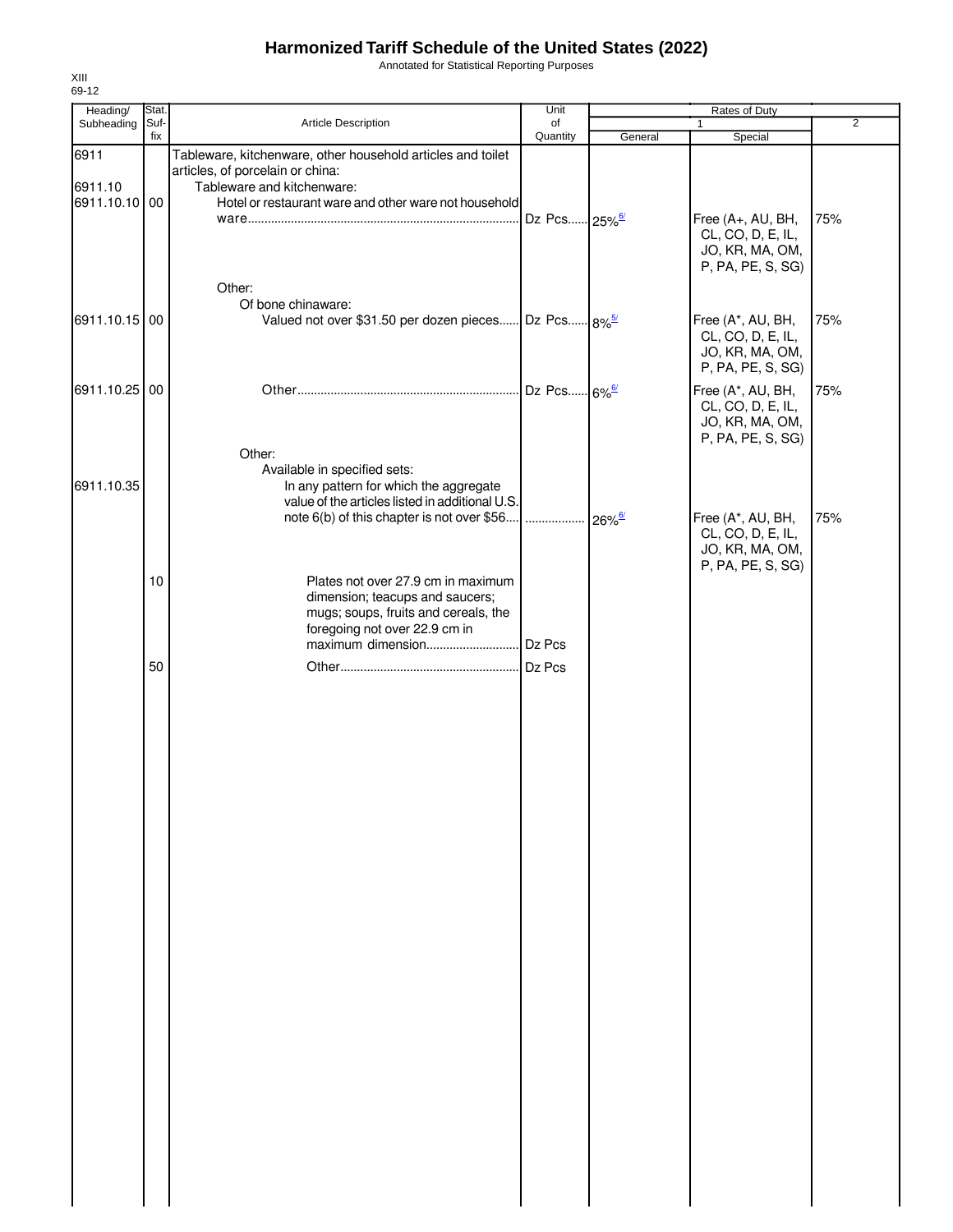# Harmonized Tariff Schedule of the United States (2022)

Annotated for Statistical Reporting Purposes

XIII
69-12

| Heading/ Subheading | Stat. Suf-fix | Article Description | Unit of Quantity | Rates of Duty 1 General | Special | 2 |
|---|---|---|---|---|---|---|
| 6911 | | Tableware, kitchenware, other household articles and toilet articles, of porcelain or china: | | | | |
| 6911.10 | | Tableware and kitchenware: | | | | |
| 6911.10.10 | 00 | Hotel or restaurant ware and other ware not household ware | Dz Pcs | 25%[6/] | Free (A+, AU, BH, CL, CO, D, E, IL, JO, KR, MA, OM, P, PA, PE, S, SG) | 75% |
| | | Other: | | | | |
| | | Of bone chinaware: | | | | |
| 6911.10.15 | 00 | Valued not over $31.50 per dozen pieces | Dz Pcs | 8%[5/] | Free (A*, AU, BH, CL, CO, D, E, IL, JO, KR, MA, OM, P, PA, PE, S, SG) | 75% |
| 6911.10.25 | 00 | Other | Dz Pcs | 6%[6/] | Free (A*, AU, BH, CL, CO, D, E, IL, JO, KR, MA, OM, P, PA, PE, S, SG) | 75% |
| | | Other: | | | | |
| | | Available in specified sets: | | | | |
| 6911.10.35 | | In any pattern for which the aggregate value of the articles listed in additional U.S. note 6(b) of this chapter is not over $56 | | 26%[6/] | Free (A*, AU, BH, CL, CO, D, E, IL, JO, KR, MA, OM, P, PA, PE, S, SG) | 75% |
| | 10 | Plates not over 27.9 cm in maximum dimension; teacups and saucers; mugs; soups, fruits and cereals, the foregoing not over 22.9 cm in maximum dimension | Dz Pcs | | | |
| | 50 | Other | Dz Pcs | | | |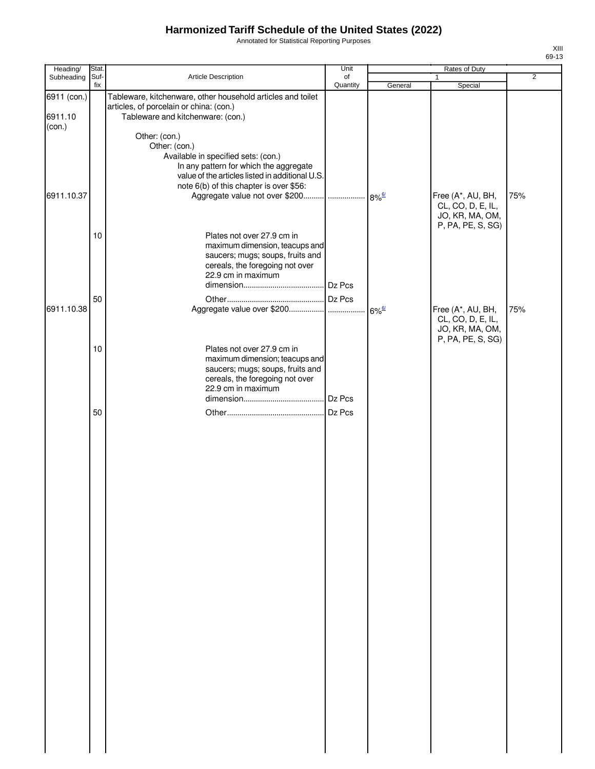# Harmonized Tariff Schedule of the United States (2022)

Annotated for Statistical Reporting Purposes

XIII
69-13

| Heading/ Subheading | Stat. Suf- fix | Article Description | Unit of Quantity | Rates of Duty 1 General | Special | 2 |
|---|---|---|---|---|---|---|
| 6911 (con.) | | Tableware, kitchenware, other household articles and toilet articles, of porcelain or china: (con.) | | | | |
| 6911.10 (con.) | | Tableware and kitchenware: (con.) | | | | |
| | | Other: (con.) | | | | |
| | | Other: (con.) | | | | |
| | | Available in specified sets: (con.) | | | | |
| | | In any pattern for which the aggregate value of the articles listed in additional U.S. note 6(b) of this chapter is over $56: | | | | |
| 6911.10.37 | | Aggregate value not over $200 | | 8%[6] | Free (A*, AU, BH, CL, CO, D, E, IL, JO, KR, MA, OM, P, PA, PE, S, SG) | 75% |
| | 10 | Plates not over 27.9 cm in maximum dimension, teacups and saucers; mugs; soups, fruits and cereals, the foregoing not over 22.9 cm in maximum dimension | Dz Pcs | | | |
| | 50 | Other | Dz Pcs | | | |
| 6911.10.38 | | Aggregate value over $200 | | 6%[6] | Free (A*, AU, BH, CL, CO, D, E, IL, JO, KR, MA, OM, P, PA, PE, S, SG) | 75% |
| | 10 | Plates not over 27.9 cm in maximum dimension; teacups and saucers; mugs; soups, fruits and cereals, the foregoing not over 22.9 cm in maximum dimension | Dz Pcs | | | |
| | 50 | Other | Dz Pcs | | | |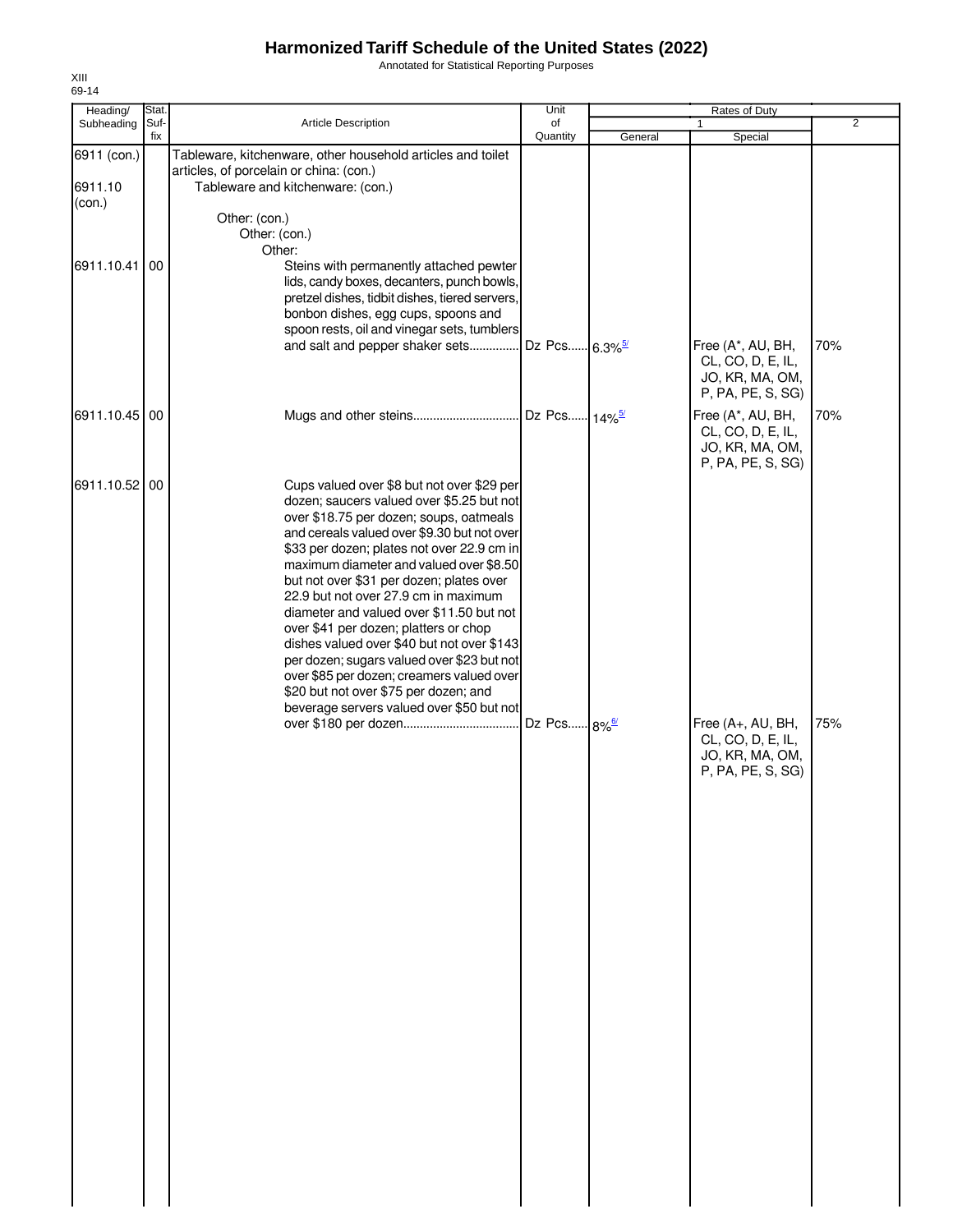# Harmonized Tariff Schedule of the United States (2022)

Annotated for Statistical Reporting Purposes

XIII
69-14

| Heading/ Subheading | Stat. Suf- fix | Article Description | Unit of Quantity | Rates of Duty 1 General | Special | 2 |
|---|---|---|---|---|---|---|
| 6911 (con.) | | Tableware, kitchenware, other household articles and toilet articles, of porcelain or china: (con.) | | | | |
| 6911.10 (con.) | | Tableware and kitchenware: (con.) | | | | |
| | | Other: (con.) | | | | |
| | | Other: (con.) | | | | |
| | | Other: | | | | |
| 6911.10.41 | 00 | Steins with permanently attached pewter lids, candy boxes, decanters, punch bowls, pretzel dishes, tidbit dishes, tiered servers, bonbon dishes, egg cups, spoons and spoon rests, oil and vinegar sets, tumblers and salt and pepper shaker sets | Dz Pcs | 6.3%[5/] | Free (A*, AU, BH, CL, CO, D, E, IL, JO, KR, MA, OM, P, PA, PE, S, SG) | 70% |
| 6911.10.45 | 00 | Mugs and other steins | Dz Pcs | 14%[5/] | Free (A*, AU, BH, CL, CO, D, E, IL, JO, KR, MA, OM, P, PA, PE, S, SG) | 70% |
| 6911.10.52 | 00 | Cups valued over $8 but not over $29 per dozen; saucers valued over $5.25 but not over $18.75 per dozen; soups, oatmeals and cereals valued over $9.30 but not over $33 per dozen; plates not over 22.9 cm in maximum diameter and valued over $8.50 but not over $31 per dozen; plates over 22.9 but not over 27.9 cm in maximum diameter and valued over $11.50 but not over $41 per dozen; platters or chop dishes valued over $40 but not over $143 per dozen; sugars valued over $23 but not over $85 per dozen; creamers valued over $20 but not over $75 per dozen; and beverage servers valued over $50 but not over $180 per dozen | Dz Pcs | 8%[6/] | Free (A+, AU, BH, CL, CO, D, E, IL, JO, KR, MA, OM, P, PA, PE, S, SG) | 75% |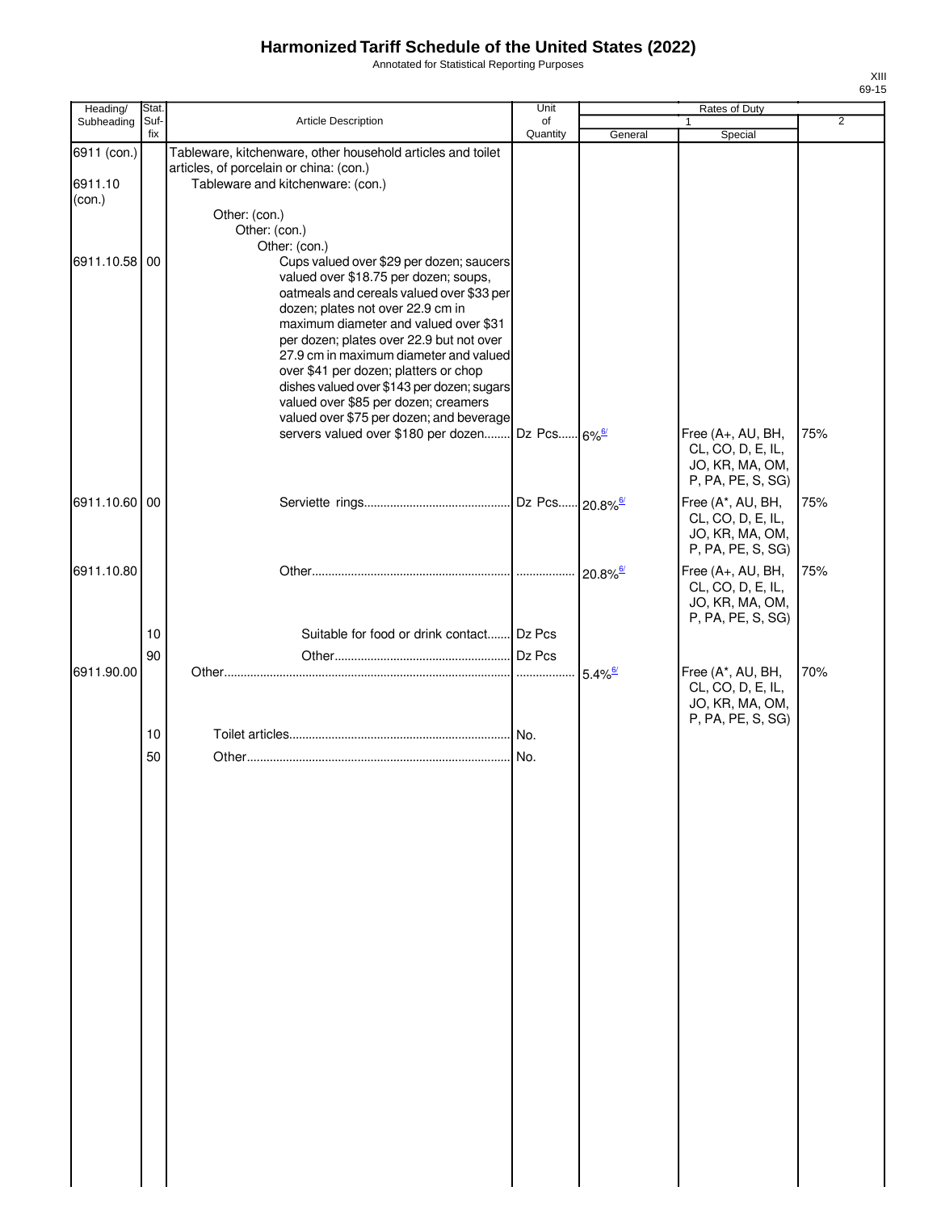# Harmonized Tariff Schedule of the United States (2022)

Annotated for Statistical Reporting Purposes

XIII
69-15

| Heading/ Subheading | Stat. Suf- fix | Article Description | Unit of Quantity | Rates of Duty 1 General | Rates of Duty 1 Special | Rates of Duty 2 |
|---|---|---|---|---|---|---|
| 6911 (con.) | | Tableware, kitchenware, other household articles and toilet articles, of porcelain or china: (con.) | | | | |
| 6911.10 (con.) | | Tableware and kitchenware: (con.) | | | | |
| | | Other: (con.) | | | | |
| | | Other: (con.) | | | | |
| | | Other: (con.) | | | | |
| 6911.10.58 | 00 | Cups valued over $29 per dozen; saucers valued over $18.75 per dozen; soups, oatmeals and cereals valued over $33 per dozen; plates not over 22.9 cm in maximum diameter and valued over $31 per dozen; plates over 22.9 but not over 27.9 cm in maximum diameter and valued over $41 per dozen; platters or chop dishes valued over $143 per dozen; sugars valued over $85 per dozen; creamers valued over $75 per dozen; and beverage servers valued over $180 per dozen | Dz Pcs | 6%[6/] | Free (A+, AU, BH, CL, CO, D, E, IL, JO, KR, MA, OM, P, PA, PE, S, SG) | 75% |
| 6911.10.60 | 00 | Serviette rings | Dz Pcs | 20.8%[6/] | Free (A*, AU, BH, CL, CO, D, E, IL, JO, KR, MA, OM, P, PA, PE, S, SG) | 75% |
| 6911.10.80 | | Other | | 20.8%[6/] | Free (A+, AU, BH, CL, CO, D, E, IL, JO, KR, MA, OM, P, PA, PE, S, SG) | 75% |
| | 10 | Suitable for food or drink contact | Dz Pcs | | | |
| | 90 | Other | Dz Pcs | | | |
| 6911.90.00 | | Other | | 5.4%[6/] | Free (A*, AU, BH, CL, CO, D, E, IL, JO, KR, MA, OM, P, PA, PE, S, SG) | 70% |
| | 10 | Toilet articles | No. | | | |
| | 50 | Other | No. | | | |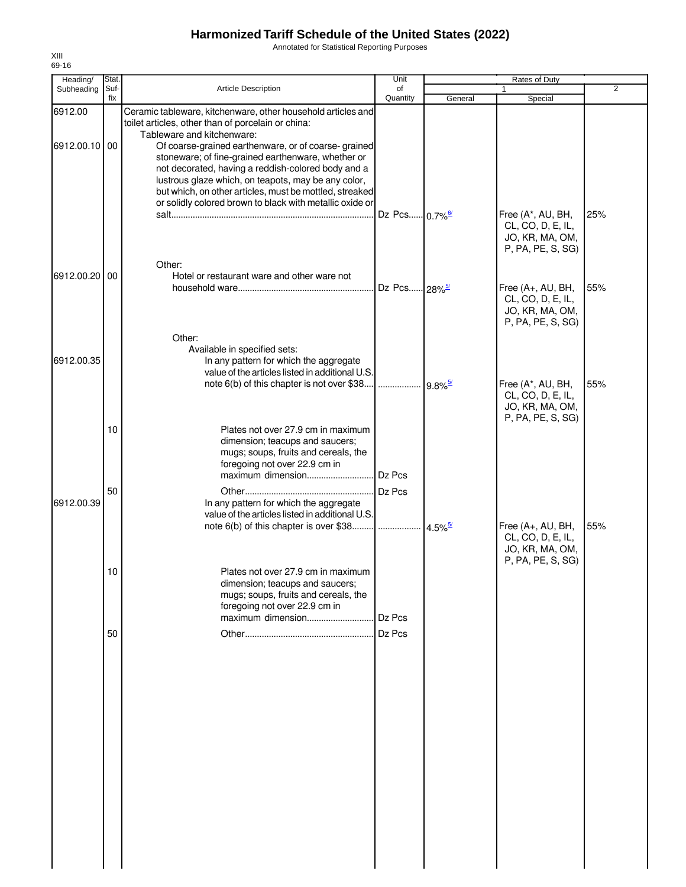# Harmonized Tariff Schedule of the United States (2022)

Annotated for Statistical Reporting Purposes

XIII
69-16

| Heading/ Subheading | Stat. Suf-fix | Article Description | Unit of Quantity | Rates of Duty 1 General | Special | 2 |
|---|---|---|---|---|---|---|
| 6912.00 | | Ceramic tableware, kitchenware, other household articles and toilet articles, other than of porcelain or china: | | | | |
| | | Tableware and kitchenware: | | | | |
| 6912.00.10 | 00 | Of coarse-grained earthenware, or of coarse- grained stoneware; of fine-grained earthenware, whether or not decorated, having a reddish-colored body and a lustrous glaze which, on teapots, may be any color, but which, on other articles, must be mottled, streaked or solidly colored brown to black with metallic oxide or salt | Dz Pcs | 0.7%[6/] | Free (A*, AU, BH, CL, CO, D, E, IL, JO, KR, MA, OM, P, PA, PE, S, SG) | 25% |
| | | Other: | | | | |
| 6912.00.20 | 00 | Hotel or restaurant ware and other ware not household ware | Dz Pcs | 28%[5/] | Free (A+, AU, BH, CL, CO, D, E, IL, JO, KR, MA, OM, P, PA, PE, S, SG) | 55% |
| | | Other: | | | | |
| | | Available in specified sets: | | | | |
| 6912.00.35 | | In any pattern for which the aggregate value of the articles listed in additional U.S. note 6(b) of this chapter is not over $38 | | 9.8%[5/] | Free (A*, AU, BH, CL, CO, D, E, IL, JO, KR, MA, OM, P, PA, PE, S, SG) | 55% |
| | 10 | Plates not over 27.9 cm in maximum dimension; teacups and saucers; mugs; soups, fruits and cereals, the foregoing not over 22.9 cm in maximum dimension | Dz Pcs | | | |
| | 50 | Other | Dz Pcs | | | |
| 6912.00.39 | | In any pattern for which the aggregate value of the articles listed in additional U.S. note 6(b) of this chapter is over $38 | | 4.5%[5/] | Free (A+, AU, BH, CL, CO, D, E, IL, JO, KR, MA, OM, P, PA, PE, S, SG) | 55% |
| | 10 | Plates not over 27.9 cm in maximum dimension; teacups and saucers; mugs; soups, fruits and cereals, the foregoing not over 22.9 cm in maximum dimension | Dz Pcs | | | |
| | 50 | Other | Dz Pcs | | | |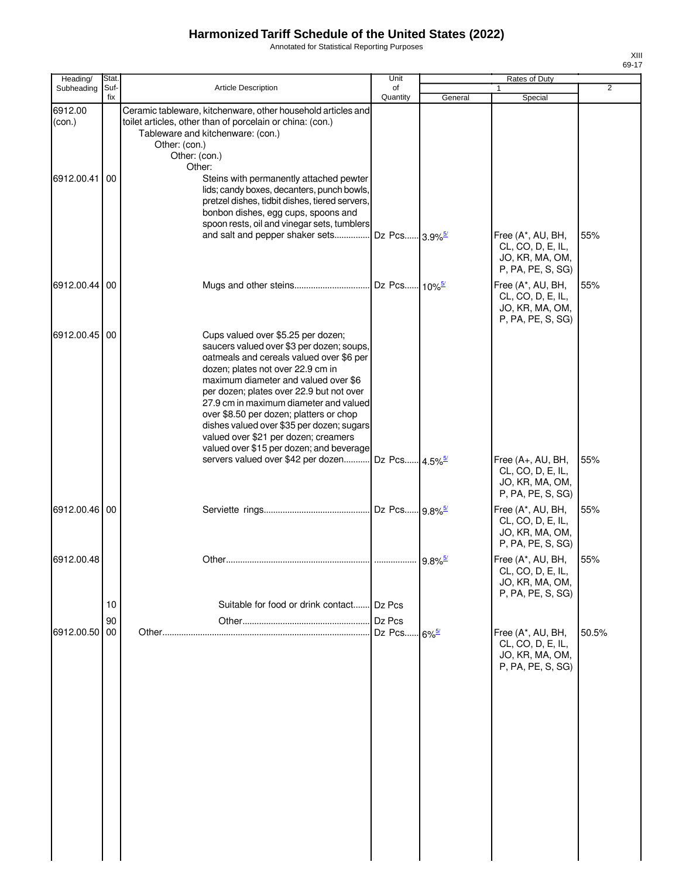# Harmonized Tariff Schedule of the United States (2022)

Annotated for Statistical Reporting Purposes

XIII
69-17

| Heading/ Subheading | Stat. Suf-fix | Article Description | Unit of Quantity | Rates of Duty 1 General | Special | 2 |
|---|---|---|---|---|---|---|
| 6912.00 (con.) | | Ceramic tableware, kitchenware, other household articles and toilet articles, other than of porcelain or china: (con.) | | | | |
| | | Tableware and kitchenware: (con.) | | | | |
| | | Other: (con.) | | | | |
| | | Other: (con.) | | | | |
| | | Other: | | | | |
| 6912.00.41 | 00 | Steins with permanently attached pewter lids; candy boxes, decanters, punch bowls, pretzel dishes, tidbit dishes, tiered servers, bonbon dishes, egg cups, spoons and spoon rests, oil and vinegar sets, tumblers and salt and pepper shaker sets | Dz Pcs | 3.9%[5/] | Free (A*, AU, BH, CL, CO, D, E, IL, JO, KR, MA, OM, P, PA, PE, S, SG) | 55% |
| 6912.00.44 | 00 | Mugs and other steins | Dz Pcs | 10%[5/] | Free (A*, AU, BH, CL, CO, D, E, IL, JO, KR, MA, OM, P, PA, PE, S, SG) | 55% |
| 6912.00.45 | 00 | Cups valued over $5.25 per dozen; saucers valued over $3 per dozen; soups, oatmeals and cereals valued over $6 per dozen; plates not over 22.9 cm in maximum diameter and valued over $6 per dozen; plates over 22.9 but not over 27.9 cm in maximum diameter and valued over $8.50 per dozen; platters or chop dishes valued over $35 per dozen; sugars valued over $21 per dozen; creamers valued over $15 per dozen; and beverage servers valued over $42 per dozen | Dz Pcs | 4.5%[5/] | Free (A+, AU, BH, CL, CO, D, E, IL, JO, KR, MA, OM, P, PA, PE, S, SG) | 55% |
| 6912.00.46 | 00 | Serviette rings | Dz Pcs | 9.8%[5/] | Free (A*, AU, BH, CL, CO, D, E, IL, JO, KR, MA, OM, P, PA, PE, S, SG) | 55% |
| 6912.00.48 | | Other | | 9.8%[5/] | Free (A*, AU, BH, CL, CO, D, E, IL, JO, KR, MA, OM, P, PA, PE, S, SG) | 55% |
| | 10 | Suitable for food or drink contact | Dz Pcs | | | |
| | 90 | Other | Dz Pcs | | | |
| 6912.00.50 | 00 | Other | Dz Pcs | 6%[5/] | Free (A*, AU, BH, CL, CO, D, E, IL, JO, KR, MA, OM, P, PA, PE, S, SG) | 50.5% |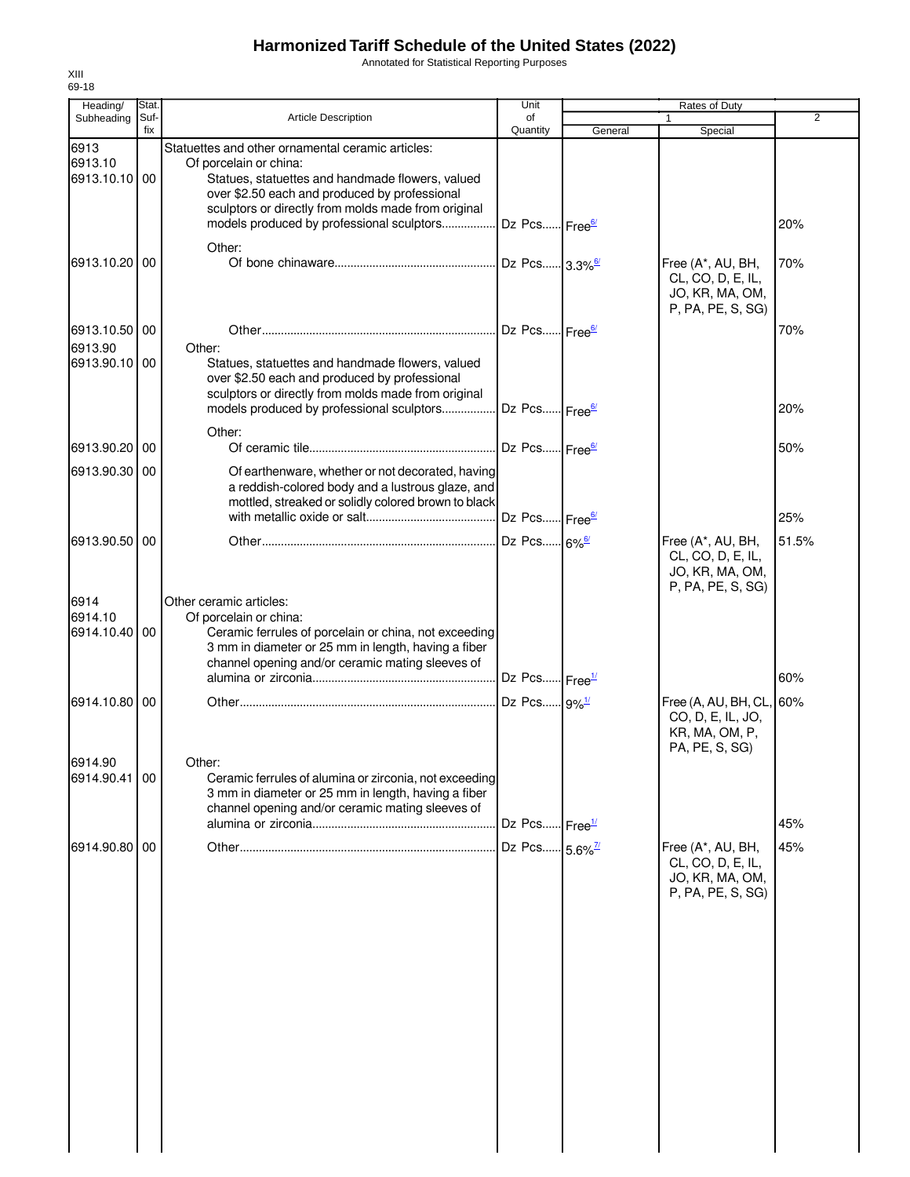# Harmonized Tariff Schedule of the United States (2022)

Annotated for Statistical Reporting Purposes

XIII
69-18

| Heading/ Subheading | Stat. Suf- fix | Article Description | Unit of Quantity | Rates of Duty 1 General | Special | 2 |
|---|---|---|---|---|---|---|
| 6913 | | Statuettes and other ornamental ceramic articles: | | | | |
| 6913.10 | | Of porcelain or china: | | | | |
| 6913.10.10 | 00 | Statues, statuettes and handmade flowers, valued over $2.50 each and produced by professional sculptors or directly from molds made from original models produced by professional sculptors | Dz Pcs | Free[6/] | | 20% |
| | | Other: | | | | |
| 6913.10.20 | 00 | Of bone chinaware | Dz Pcs | 3.3%[6/] | Free (A*, AU, BH, CL, CO, D, E, IL, JO, KR, MA, OM, P, PA, PE, S, SG) | 70% |
| 6913.10.50 | 00 | Other | Dz Pcs | Free[6/] | | 70% |
| 6913.90 | | Other: | | | | |
| 6913.90.10 | 00 | Statues, statuettes and handmade flowers, valued over $2.50 each and produced by professional sculptors or directly from molds made from original models produced by professional sculptors | Dz Pcs | Free[6/] | | 20% |
| | | Other: | | | | |
| 6913.90.20 | 00 | Of ceramic tile | Dz Pcs | Free[6/] | | 50% |
| 6913.90.30 | 00 | Of earthenware, whether or not decorated, having a reddish-colored body and a lustrous glaze, and mottled, streaked or solidly colored brown to black with metallic oxide or salt | Dz Pcs | Free[6/] | | 25% |
| 6913.90.50 | 00 | Other | Dz Pcs | 6%[6/] | Free (A*, AU, BH, CL, CO, D, E, IL, JO, KR, MA, OM, P, PA, PE, S, SG) | 51.5% |
| 6914 | | Other ceramic articles: | | | | |
| 6914.10 | | Of porcelain or china: | | | | |
| 6914.10.40 | 00 | Ceramic ferrules of porcelain or china, not exceeding 3 mm in diameter or 25 mm in length, having a fiber channel opening and/or ceramic mating sleeves of alumina or zirconia | Dz Pcs | Free[1/] | | 60% |
| 6914.10.80 | 00 | Other | Dz Pcs | 9%[1/] | Free (A, AU, BH, CL, CO, D, E, IL, JO, KR, MA, OM, P, PA, PE, S, SG) | 60% |
| 6914.90 | | Other: | | | | |
| 6914.90.41 | 00 | Ceramic ferrules of alumina or zirconia, not exceeding 3 mm in diameter or 25 mm in length, having a fiber channel opening and/or ceramic mating sleeves of alumina or zirconia | Dz Pcs | Free[1/] | | 45% |
| 6914.90.80 | 00 | Other | Dz Pcs | 5.6%[7/] | Free (A*, AU, BH, CL, CO, D, E, IL, JO, KR, MA, OM, P, PA, PE, S, SG) | 45% |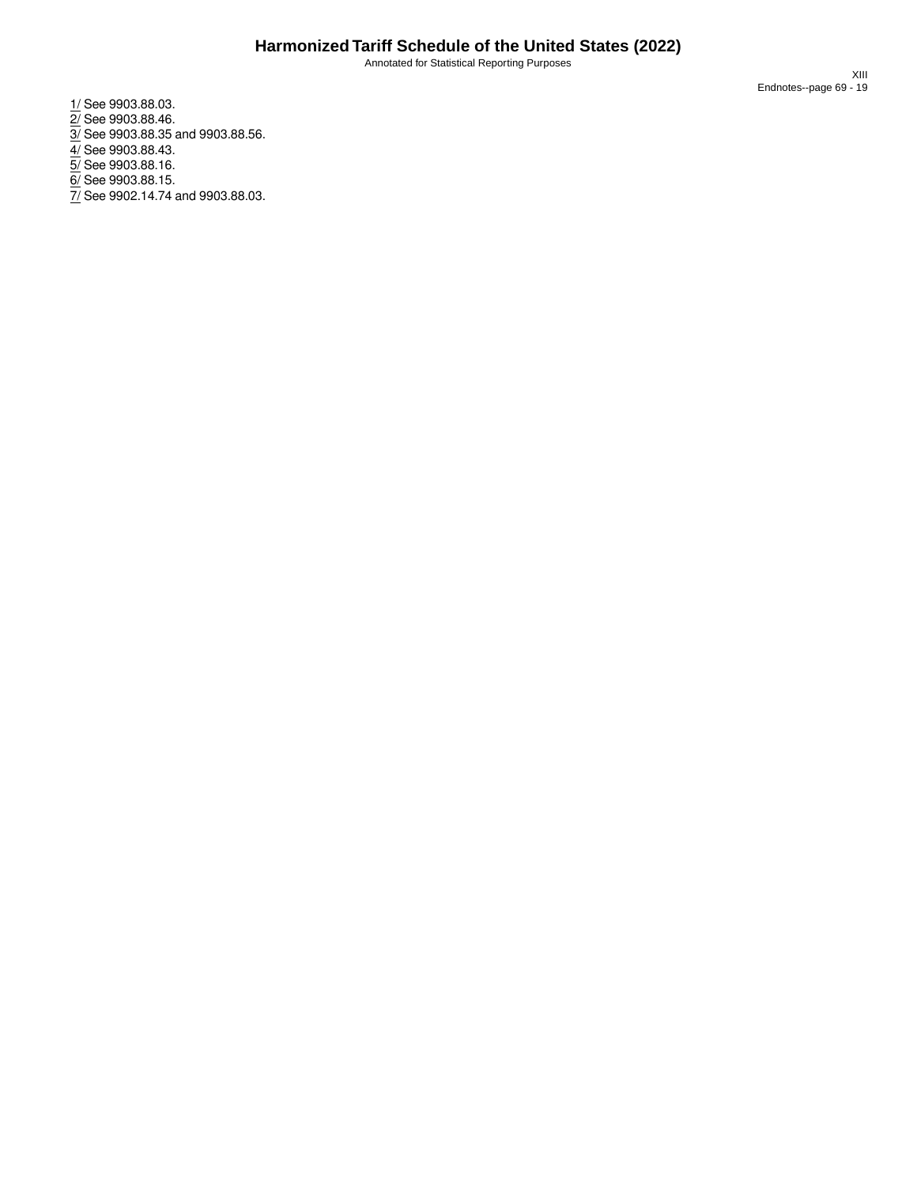1/ See 9903.88.03.
2/ See 9903.88.46.
3/ See 9903.88.35 and 9903.88.56.
4/ See 9903.88.43.
5/ See 9903.88.16.
6/ See 9903.88.15.
7/ See 9902.14.74 and 9903.88.03.